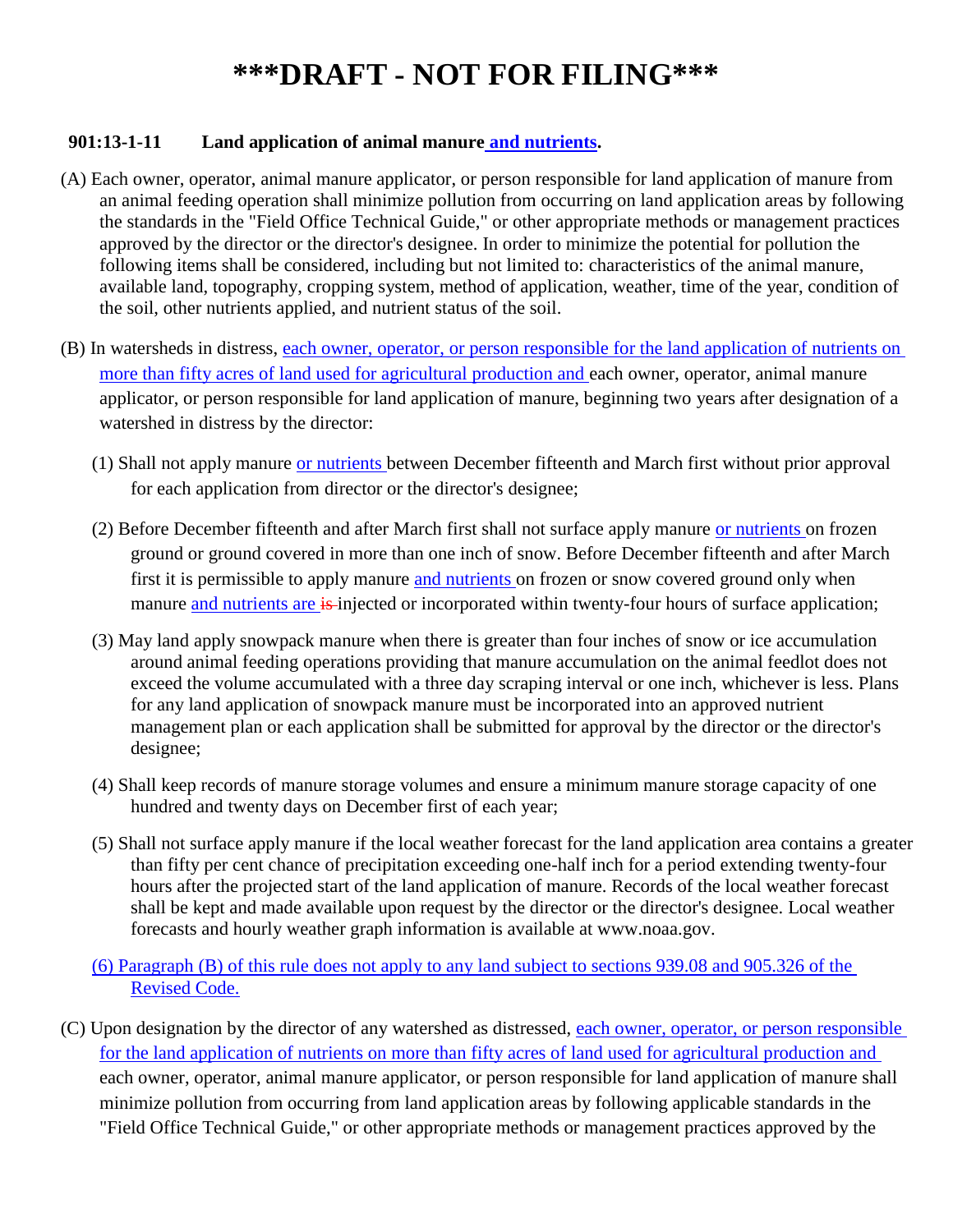# ***DRAFT - NOT FOR FILING***

**901:13-1-11 Land application of animal manure and nutrients.**

(A) Each owner, operator, animal manure applicator, or person responsible for land application of manure from an animal feeding operation shall minimize pollution from occurring on land application areas by following the standards in the "Field Office Technical Guide," or other appropriate methods or management practices approved by the director or the director's designee. In order to minimize the potential for pollution the following items shall be considered, including but not limited to: characteristics of the animal manure, available land, topography, cropping system, method of application, weather, time of the year, condition of the soil, other nutrients applied, and nutrient status of the soil.

(B) In watersheds in distress, each owner, operator, or person responsible for the land application of nutrients on more than fifty acres of land used for agricultural production and each owner, operator, animal manure applicator, or person responsible for land application of manure, beginning two years after designation of a watershed in distress by the director:

(1) Shall not apply manure or nutrients between December fifteenth and March first without prior approval for each application from director or the director's designee;

(2) Before December fifteenth and after March first shall not surface apply manure or nutrients on frozen ground or ground covered in more than one inch of snow. Before December fifteenth and after March first it is permissible to apply manure and nutrients on frozen or snow covered ground only when manure and nutrients are ~~is~~ injected or incorporated within twenty-four hours of surface application;

(3) May land apply snowpack manure when there is greater than four inches of snow or ice accumulation around animal feeding operations providing that manure accumulation on the animal feedlot does not exceed the volume accumulated with a three day scraping interval or one inch, whichever is less. Plans for any land application of snowpack manure must be incorporated into an approved nutrient management plan or each application shall be submitted for approval by the director or the director's designee;

(4) Shall keep records of manure storage volumes and ensure a minimum manure storage capacity of one hundred and twenty days on December first of each year;

(5) Shall not surface apply manure if the local weather forecast for the land application area contains a greater than fifty per cent chance of precipitation exceeding one-half inch for a period extending twenty-four hours after the projected start of the land application of manure. Records of the local weather forecast shall be kept and made available upon request by the director or the director's designee. Local weather forecasts and hourly weather graph information is available at www.noaa.gov.

(6) Paragraph (B) of this rule does not apply to any land subject to sections 939.08 and 905.326 of the Revised Code.

(C) Upon designation by the director of any watershed as distressed, each owner, operator, or person responsible for the land application of nutrients on more than fifty acres of land used for agricultural production and each owner, operator, animal manure applicator, or person responsible for land application of manure shall minimize pollution from occurring from land application areas by following applicable standards in the "Field Office Technical Guide," or other appropriate methods or management practices approved by the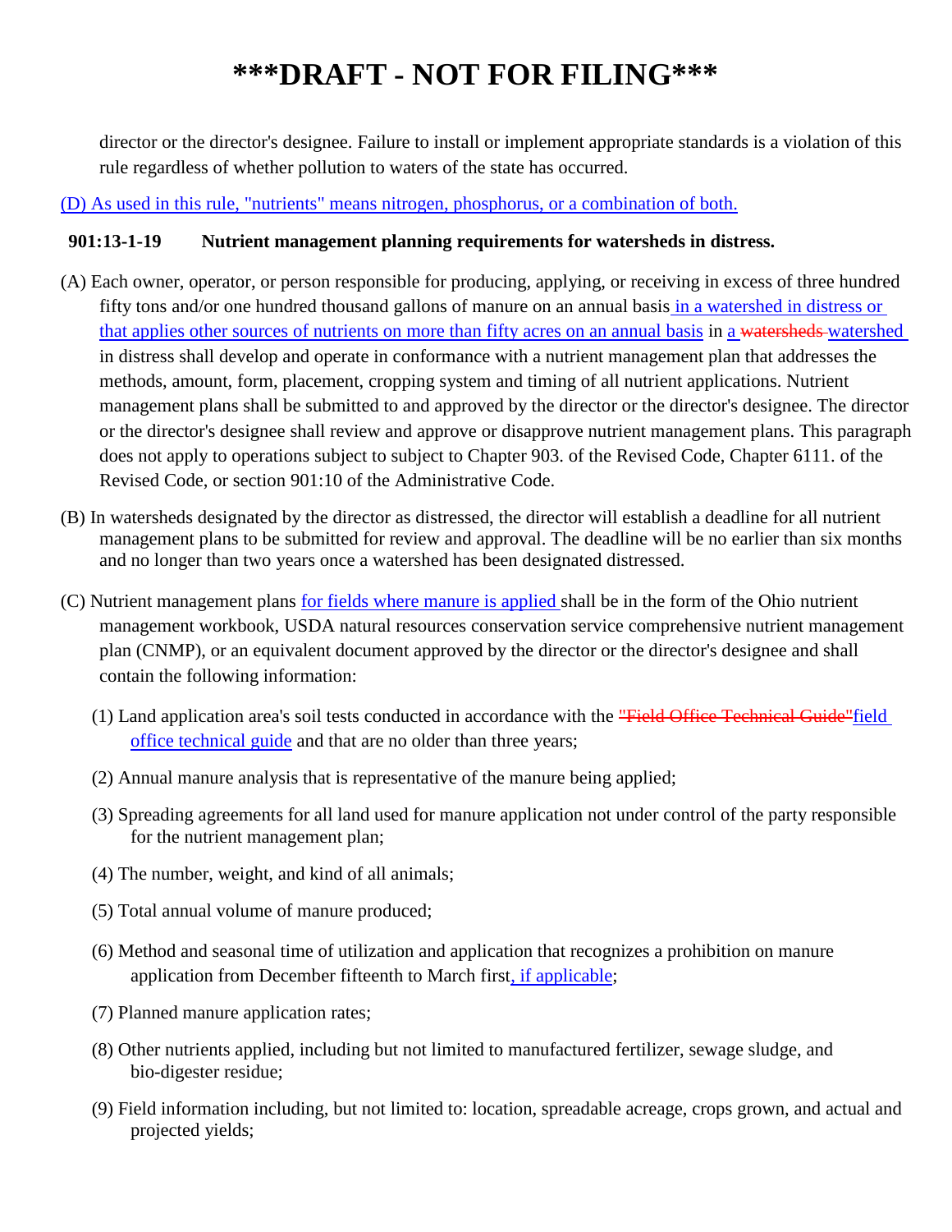# ***DRAFT - NOT FOR FILING***

director or the director's designee. Failure to install or implement appropriate standards is a violation of this rule regardless of whether pollution to waters of the state has occurred.

(D) As used in this rule, "nutrients" means nitrogen, phosphorus, or a combination of both.

**901:13-1-19 Nutrient management planning requirements for watersheds in distress.**

(A) Each owner, operator, or person responsible for producing, applying, or receiving in excess of three hundred fifty tons and/or one hundred thousand gallons of manure on an annual basis in a watershed in distress or that applies other sources of nutrients on more than fifty acres on an annual basis in a ~~watersheds~~ watershed in distress shall develop and operate in conformance with a nutrient management plan that addresses the methods, amount, form, placement, cropping system and timing of all nutrient applications. Nutrient management plans shall be submitted to and approved by the director or the director's designee. The director or the director's designee shall review and approve or disapprove nutrient management plans. This paragraph does not apply to operations subject to subject to Chapter 903. of the Revised Code, Chapter 6111. of the Revised Code, or section 901:10 of the Administrative Code.

(B) In watersheds designated by the director as distressed, the director will establish a deadline for all nutrient management plans to be submitted for review and approval. The deadline will be no earlier than six months and no longer than two years once a watershed has been designated distressed.

(C) Nutrient management plans for fields where manure is applied shall be in the form of the Ohio nutrient management workbook, USDA natural resources conservation service comprehensive nutrient management plan (CNMP), or an equivalent document approved by the director or the director's designee and shall contain the following information:

(1) Land application area's soil tests conducted in accordance with the ~~"Field Office Technical Guide"~~field office technical guide and that are no older than three years;

(2) Annual manure analysis that is representative of the manure being applied;

(3) Spreading agreements for all land used for manure application not under control of the party responsible for the nutrient management plan;

(4) The number, weight, and kind of all animals;

(5) Total annual volume of manure produced;

(6) Method and seasonal time of utilization and application that recognizes a prohibition on manure application from December fifteenth to March first, if applicable;

(7) Planned manure application rates;

(8) Other nutrients applied, including but not limited to manufactured fertilizer, sewage sludge, and bio-digester residue;

(9) Field information including, but not limited to: location, spreadable acreage, crops grown, and actual and projected yields;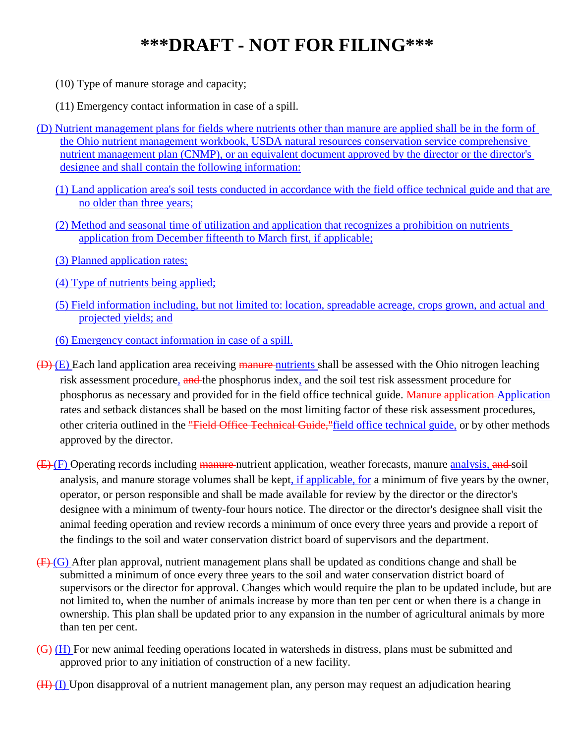# ***DRAFT - NOT FOR FILING***

(10) Type of manure storage and capacity;

(11) Emergency contact information in case of a spill.

(D) Nutrient management plans for fields where nutrients other than manure are applied shall be in the form of the Ohio nutrient management workbook, USDA natural resources conservation service comprehensive nutrient management plan (CNMP), or an equivalent document approved by the director or the director's designee and shall contain the following information:

(1) Land application area's soil tests conducted in accordance with the field office technical guide and that are no older than three years;

(2) Method and seasonal time of utilization and application that recognizes a prohibition on nutrients application from December fifteenth to March first, if applicable;

(3) Planned application rates;

(4) Type of nutrients being applied;

(5) Field information including, but not limited to: location, spreadable acreage, crops grown, and actual and projected yields; and

(6) Emergency contact information in case of a spill.

~~(D)~~ (E) Each land application area receiving ~~manure~~ nutrients shall be assessed with the Ohio nitrogen leaching risk assessment procedure, ~~and~~ the phosphorus index, and the soil test risk assessment procedure for phosphorus as necessary and provided for in the field office technical guide. ~~Manure application~~ Application rates and setback distances shall be based on the most limiting factor of these risk assessment procedures, other criteria outlined in the ~~"Field Office Technical Guide,"~~ field office technical guide, or by other methods approved by the director.

~~(E)~~ (F) Operating records including ~~manure~~ nutrient application, weather forecasts, manure analysis, ~~and~~ soil analysis, and manure storage volumes shall be kept, if applicable, for a minimum of five years by the owner, operator, or person responsible and shall be made available for review by the director or the director's designee with a minimum of twenty-four hours notice. The director or the director's designee shall visit the animal feeding operation and review records a minimum of once every three years and provide a report of the findings to the soil and water conservation district board of supervisors and the department.

~~(F)~~ (G) After plan approval, nutrient management plans shall be updated as conditions change and shall be submitted a minimum of once every three years to the soil and water conservation district board of supervisors or the director for approval. Changes which would require the plan to be updated include, but are not limited to, when the number of animals increase by more than ten per cent or when there is a change in ownership. This plan shall be updated prior to any expansion in the number of agricultural animals by more than ten per cent.

~~(G)~~ (H) For new animal feeding operations located in watersheds in distress, plans must be submitted and approved prior to any initiation of construction of a new facility.

~~(H)~~ (I) Upon disapproval of a nutrient management plan, any person may request an adjudication hearing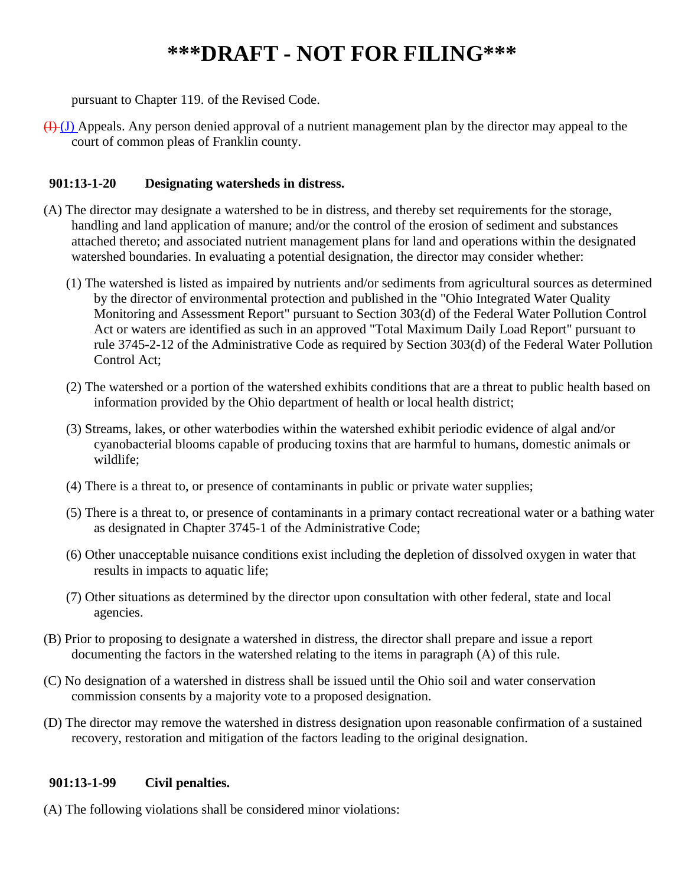# \*\*\*DRAFT - NOT FOR FILING\*\*\*

pursuant to Chapter 119. of the Revised Code.

~~(I)~~ (J) Appeals. Any person denied approval of a nutrient management plan by the director may appeal to the court of common pleas of Franklin county.

**901:13-1-20 Designating watersheds in distress.**

(A) The director may designate a watershed to be in distress, and thereby set requirements for the storage, handling and land application of manure; and/or the control of the erosion of sediment and substances attached thereto; and associated nutrient management plans for land and operations within the designated watershed boundaries. In evaluating a potential designation, the director may consider whether:

(1) The watershed is listed as impaired by nutrients and/or sediments from agricultural sources as determined by the director of environmental protection and published in the "Ohio Integrated Water Quality Monitoring and Assessment Report" pursuant to Section 303(d) of the Federal Water Pollution Control Act or waters are identified as such in an approved "Total Maximum Daily Load Report" pursuant to rule 3745-2-12 of the Administrative Code as required by Section 303(d) of the Federal Water Pollution Control Act;

(2) The watershed or a portion of the watershed exhibits conditions that are a threat to public health based on information provided by the Ohio department of health or local health district;

(3) Streams, lakes, or other waterbodies within the watershed exhibit periodic evidence of algal and/or cyanobacterial blooms capable of producing toxins that are harmful to humans, domestic animals or wildlife;

(4) There is a threat to, or presence of contaminants in public or private water supplies;

(5) There is a threat to, or presence of contaminants in a primary contact recreational water or a bathing water as designated in Chapter 3745-1 of the Administrative Code;

(6) Other unacceptable nuisance conditions exist including the depletion of dissolved oxygen in water that results in impacts to aquatic life;

(7) Other situations as determined by the director upon consultation with other federal, state and local agencies.

(B) Prior to proposing to designate a watershed in distress, the director shall prepare and issue a report documenting the factors in the watershed relating to the items in paragraph (A) of this rule.

(C) No designation of a watershed in distress shall be issued until the Ohio soil and water conservation commission consents by a majority vote to a proposed designation.

(D) The director may remove the watershed in distress designation upon reasonable confirmation of a sustained recovery, restoration and mitigation of the factors leading to the original designation.

**901:13-1-99 Civil penalties.**

(A) The following violations shall be considered minor violations: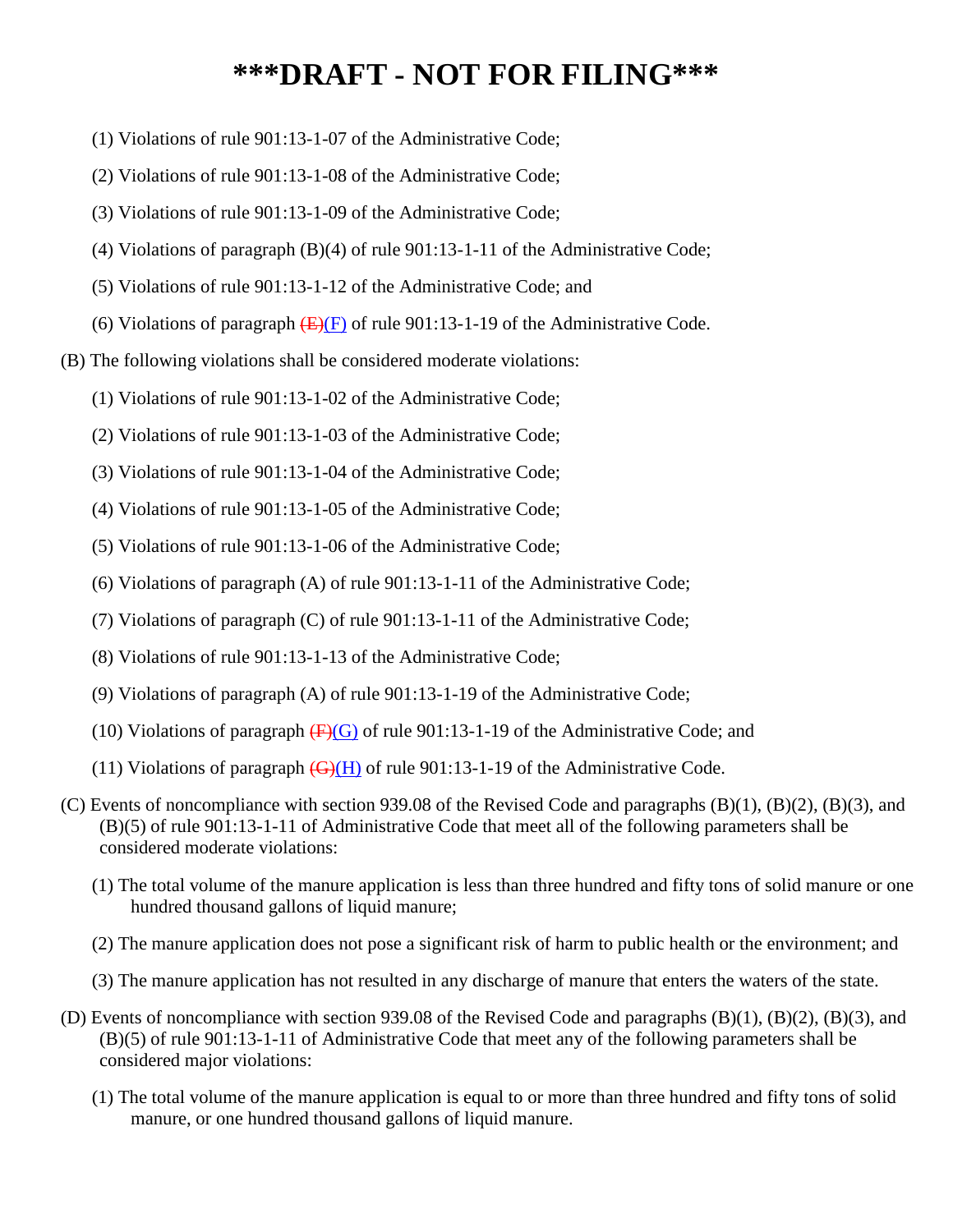# \*\*\*DRAFT - NOT FOR FILING\*\*\*

(1) Violations of rule 901:13-1-07 of the Administrative Code;

(2) Violations of rule 901:13-1-08 of the Administrative Code;

(3) Violations of rule 901:13-1-09 of the Administrative Code;

(4) Violations of paragraph (B)(4) of rule 901:13-1-11 of the Administrative Code;

(5) Violations of rule 901:13-1-12 of the Administrative Code; and

(6) Violations of paragraph ~~(E)~~(F) of rule 901:13-1-19 of the Administrative Code.

(B) The following violations shall be considered moderate violations:

(1) Violations of rule 901:13-1-02 of the Administrative Code;

(2) Violations of rule 901:13-1-03 of the Administrative Code;

(3) Violations of rule 901:13-1-04 of the Administrative Code;

(4) Violations of rule 901:13-1-05 of the Administrative Code;

(5) Violations of rule 901:13-1-06 of the Administrative Code;

(6) Violations of paragraph (A) of rule 901:13-1-11 of the Administrative Code;

(7) Violations of paragraph (C) of rule 901:13-1-11 of the Administrative Code;

(8) Violations of rule 901:13-1-13 of the Administrative Code;

(9) Violations of paragraph (A) of rule 901:13-1-19 of the Administrative Code;

(10) Violations of paragraph ~~(F)~~(G) of rule 901:13-1-19 of the Administrative Code; and

(11) Violations of paragraph ~~(G)~~(H) of rule 901:13-1-19 of the Administrative Code.

(C) Events of noncompliance with section 939.08 of the Revised Code and paragraphs (B)(1), (B)(2), (B)(3), and (B)(5) of rule 901:13-1-11 of Administrative Code that meet all of the following parameters shall be considered moderate violations:

(1) The total volume of the manure application is less than three hundred and fifty tons of solid manure or one hundred thousand gallons of liquid manure;

(2) The manure application does not pose a significant risk of harm to public health or the environment; and

(3) The manure application has not resulted in any discharge of manure that enters the waters of the state.

(D) Events of noncompliance with section 939.08 of the Revised Code and paragraphs (B)(1), (B)(2), (B)(3), and (B)(5) of rule 901:13-1-11 of Administrative Code that meet any of the following parameters shall be considered major violations:

(1) The total volume of the manure application is equal to or more than three hundred and fifty tons of solid manure, or one hundred thousand gallons of liquid manure.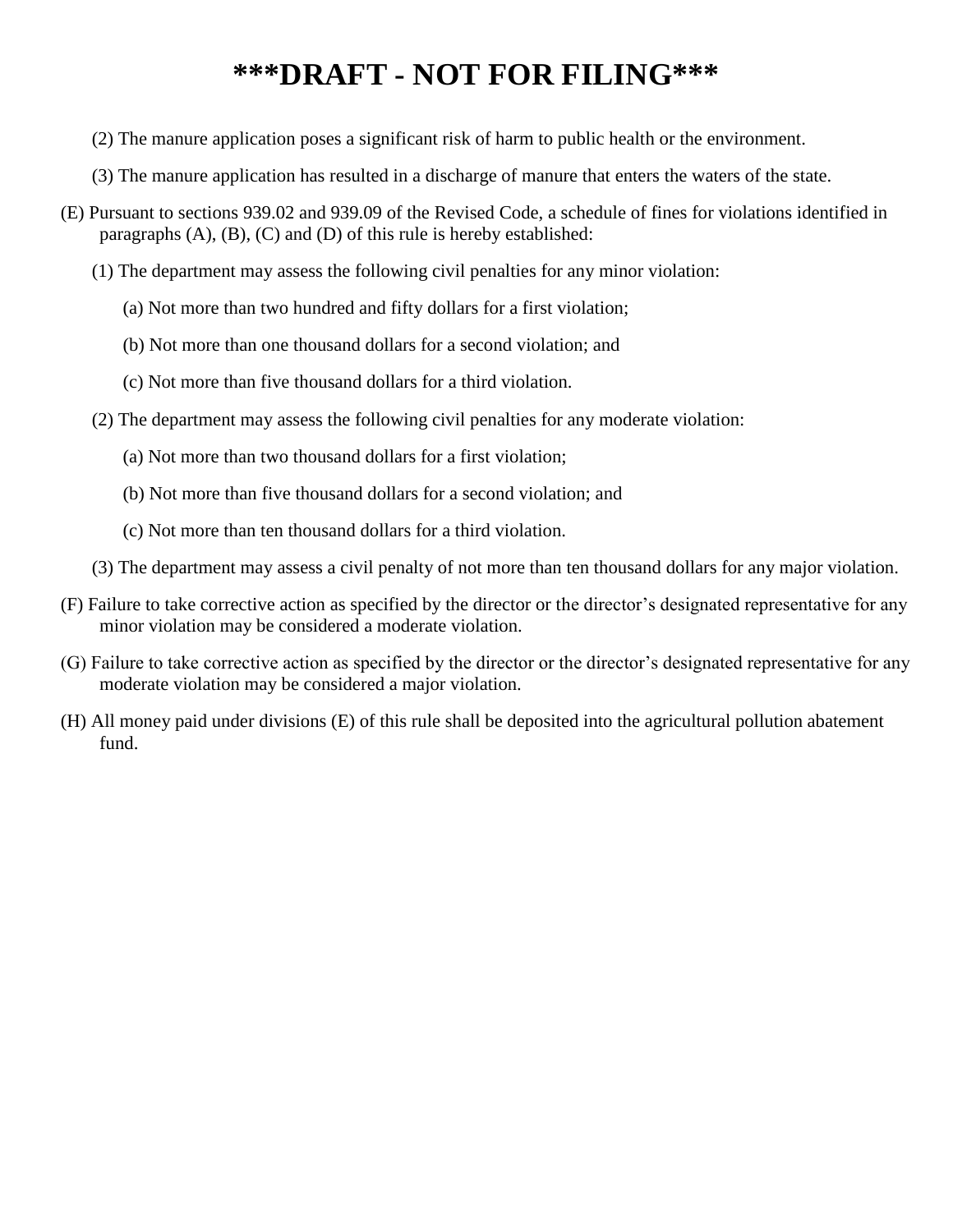# ***DRAFT - NOT FOR FILING***

(2) The manure application poses a significant risk of harm to public health or the environment.

(3) The manure application has resulted in a discharge of manure that enters the waters of the state.

(E) Pursuant to sections 939.02 and 939.09 of the Revised Code, a schedule of fines for violations identified in paragraphs (A), (B), (C) and (D) of this rule is hereby established:

(1) The department may assess the following civil penalties for any minor violation:

(a) Not more than two hundred and fifty dollars for a first violation;

(b) Not more than one thousand dollars for a second violation; and

(c) Not more than five thousand dollars for a third violation.

(2) The department may assess the following civil penalties for any moderate violation:

(a) Not more than two thousand dollars for a first violation;

(b) Not more than five thousand dollars for a second violation; and

(c) Not more than ten thousand dollars for a third violation.

(3) The department may assess a civil penalty of not more than ten thousand dollars for any major violation.

(F) Failure to take corrective action as specified by the director or the director's designated representative for any minor violation may be considered a moderate violation.

(G) Failure to take corrective action as specified by the director or the director's designated representative for any moderate violation may be considered a major violation.

(H) All money paid under divisions (E) of this rule shall be deposited into the agricultural pollution abatement fund.